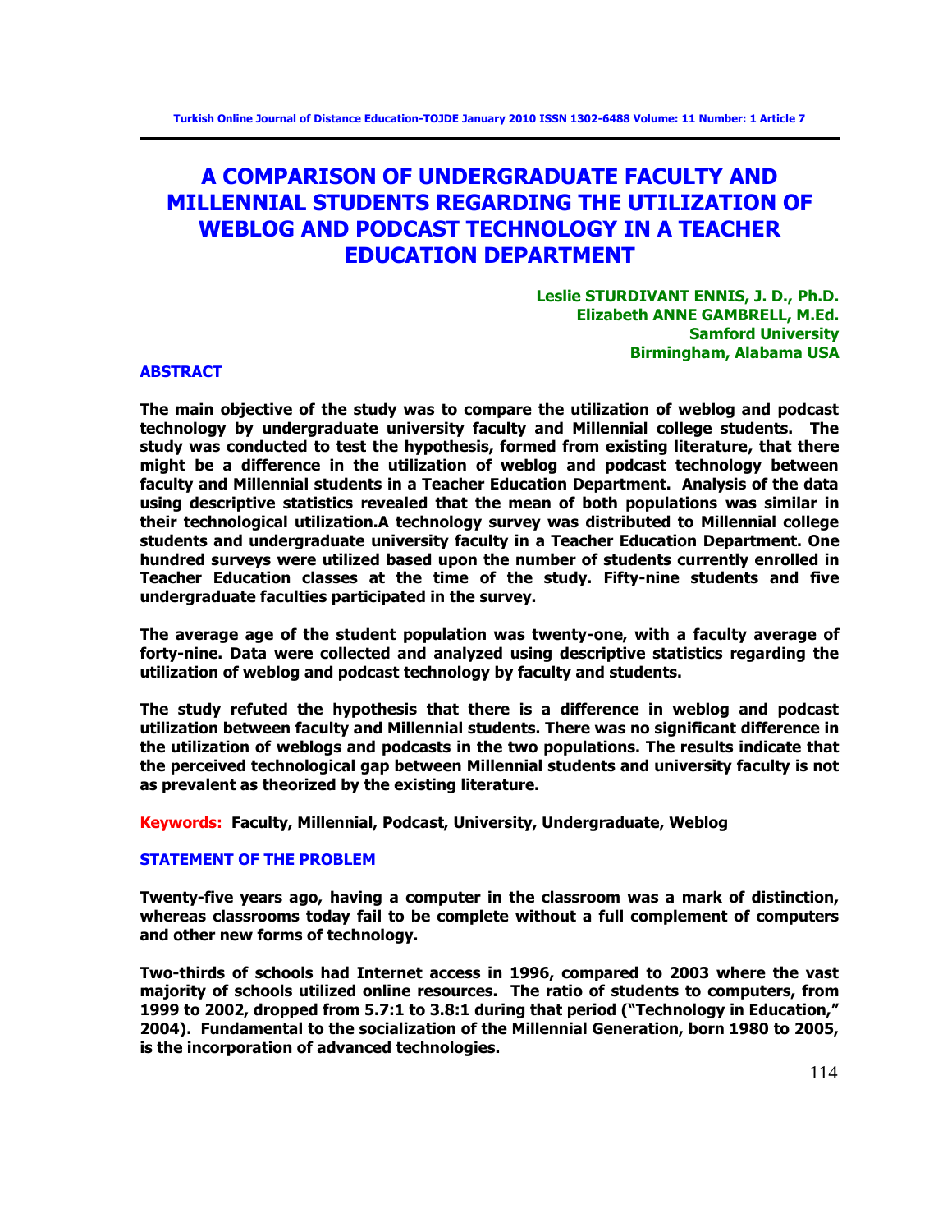# A COMPARISON OF UNDERGRADUATE FACULTY AND MILLENNIAL STUDENTS REGARDING THE UTILIZATION OF WEBLOG AND PODCAST TECHNOLOGY IN A TEACHER EDUCATION DEPARTMENT

**Leslie STURDIVANT ENNIS, J. D., Ph.D.**
**Elizabeth ANNE GAMBRELL, M.Ed.**
**Samford University**
**Birmingham, Alabama USA**

## ABSTRACT

**The main objective of the study was to compare the utilization of weblog and podcast technology by undergraduate university faculty and Millennial college students. The study was conducted to test the hypothesis, formed from existing literature, that there might be a difference in the utilization of weblog and podcast technology between faculty and Millennial students in a Teacher Education Department. Analysis of the data using descriptive statistics revealed that the mean of both populations was similar in their technological utilization.A technology survey was distributed to Millennial college students and undergraduate university faculty in a Teacher Education Department. One hundred surveys were utilized based upon the number of students currently enrolled in Teacher Education classes at the time of the study. Fifty-nine students and five undergraduate faculties participated in the survey.**

**The average age of the student population was twenty-one, with a faculty average of forty-nine. Data were collected and analyzed using descriptive statistics regarding the utilization of weblog and podcast technology by faculty and students.**

**The study refuted the hypothesis that there is a difference in weblog and podcast utilization between faculty and Millennial students. There was no significant difference in the utilization of weblogs and podcasts in the two populations. The results indicate that the perceived technological gap between Millennial students and university faculty is not as prevalent as theorized by the existing literature.**

**Keywords: Faculty, Millennial, Podcast, University, Undergraduate, Weblog**

## STATEMENT OF THE PROBLEM

**Twenty-five years ago, having a computer in the classroom was a mark of distinction, whereas classrooms today fail to be complete without a full complement of computers and other new forms of technology.**

**Two-thirds of schools had Internet access in 1996, compared to 2003 where the vast majority of schools utilized online resources. The ratio of students to computers, from 1999 to 2002, dropped from 5.7:1 to 3.8:1 during that period ("Technology in Education," 2004). Fundamental to the socialization of the Millennial Generation, born 1980 to 2005, is the incorporation of advanced technologies.**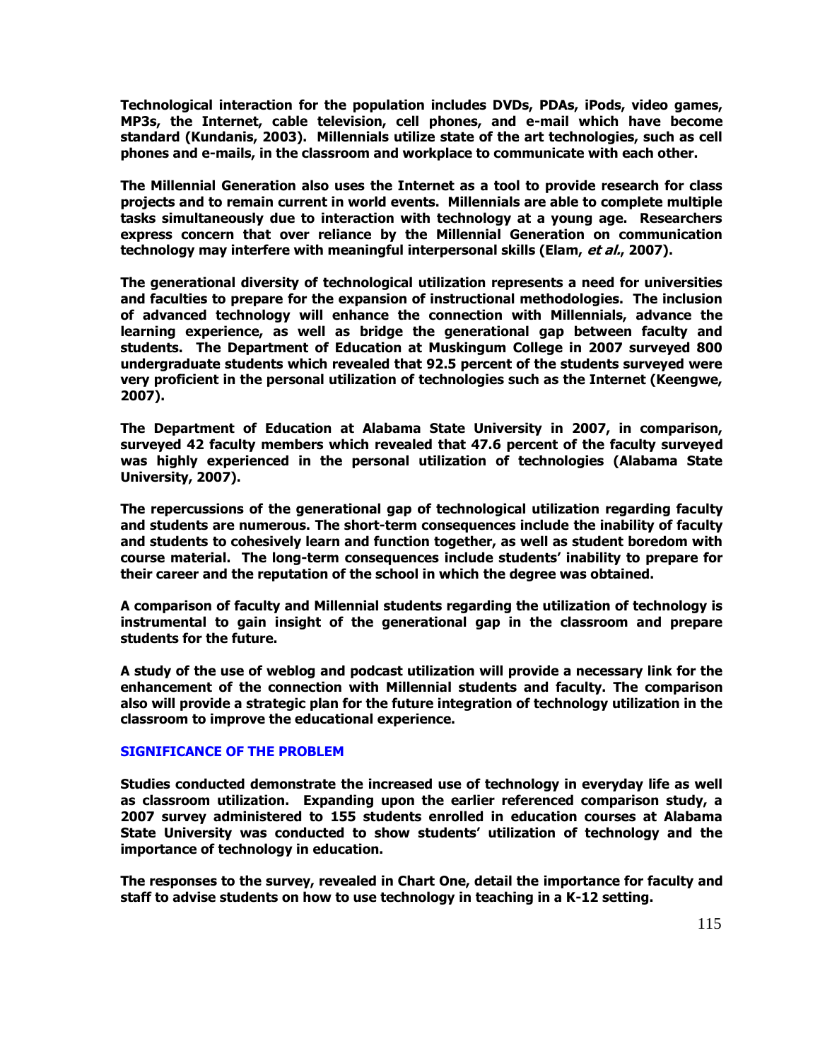**Technological interaction for the population includes DVDs, PDAs, iPods, video games, MP3s, the Internet, cable television, cell phones, and e-mail which have become standard (Kundanis, 2003). Millennials utilize state of the art technologies, such as cell phones and e-mails, in the classroom and workplace to communicate with each other.**

**The Millennial Generation also uses the Internet as a tool to provide research for class projects and to remain current in world events. Millennials are able to complete multiple tasks simultaneously due to interaction with technology at a young age. Researchers express concern that over reliance by the Millennial Generation on communication technology may interfere with meaningful interpersonal skills (Elam, *et al.*, 2007).**

**The generational diversity of technological utilization represents a need for universities and faculties to prepare for the expansion of instructional methodologies. The inclusion of advanced technology will enhance the connection with Millennials, advance the learning experience, as well as bridge the generational gap between faculty and students. The Department of Education at Muskingum College in 2007 surveyed 800 undergraduate students which revealed that 92.5 percent of the students surveyed were very proficient in the personal utilization of technologies such as the Internet (Keengwe, 2007).**

**The Department of Education at Alabama State University in 2007, in comparison, surveyed 42 faculty members which revealed that 47.6 percent of the faculty surveyed was highly experienced in the personal utilization of technologies (Alabama State University, 2007).**

**The repercussions of the generational gap of technological utilization regarding faculty and students are numerous. The short-term consequences include the inability of faculty and students to cohesively learn and function together, as well as student boredom with course material. The long-term consequences include students' inability to prepare for their career and the reputation of the school in which the degree was obtained.**

**A comparison of faculty and Millennial students regarding the utilization of technology is instrumental to gain insight of the generational gap in the classroom and prepare students for the future.**

**A study of the use of weblog and podcast utilization will provide a necessary link for the enhancement of the connection with Millennial students and faculty. The comparison also will provide a strategic plan for the future integration of technology utilization in the classroom to improve the educational experience.**

## SIGNIFICANCE OF THE PROBLEM

**Studies conducted demonstrate the increased use of technology in everyday life as well as classroom utilization. Expanding upon the earlier referenced comparison study, a 2007 survey administered to 155 students enrolled in education courses at Alabama State University was conducted to show students' utilization of technology and the importance of technology in education.**

**The responses to the survey, revealed in Chart One, detail the importance for faculty and staff to advise students on how to use technology in teaching in a K-12 setting.**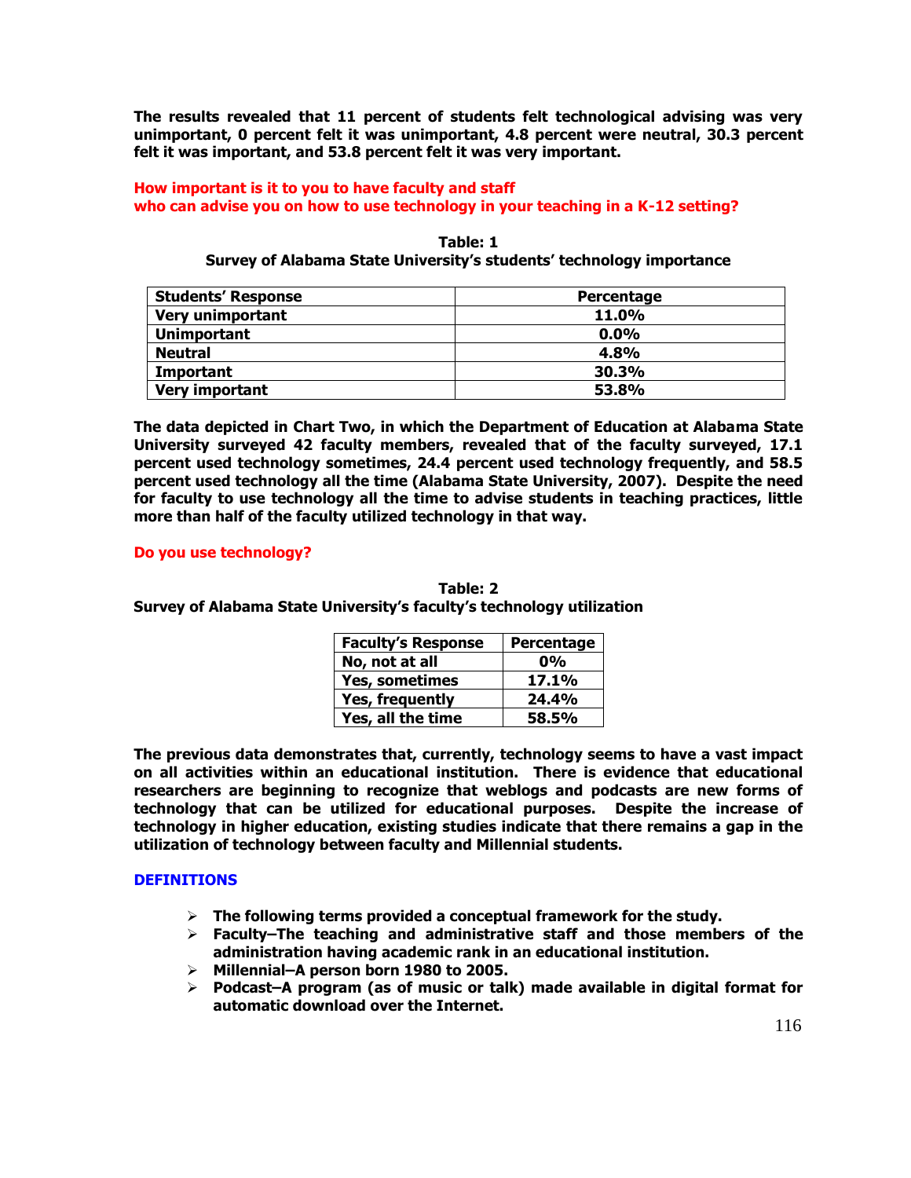**The results revealed that 11 percent of students felt technological advising was very unimportant, 0 percent felt it was unimportant, 4.8 percent were neutral, 30.3 percent felt it was important, and 53.8 percent felt it was very important.**

**How important is it to you to have faculty and staff who can advise you on how to use technology in your teaching in a K-12 setting?**

**Table: 1**
**Survey of Alabama State University's students' technology importance**

| Students' Response | Percentage |
|---|---|
| Very unimportant | 11.0% |
| Unimportant | 0.0% |
| Neutral | 4.8% |
| Important | 30.3% |
| Very important | 53.8% |

**The data depicted in Chart Two, in which the Department of Education at Alabama State University surveyed 42 faculty members, revealed that of the faculty surveyed, 17.1 percent used technology sometimes, 24.4 percent used technology frequently, and 58.5 percent used technology all the time (Alabama State University, 2007). Despite the need for faculty to use technology all the time to advise students in teaching practices, little more than half of the faculty utilized technology in that way.**

**Do you use technology?**

**Table: 2**
**Survey of Alabama State University's faculty's technology utilization**

| Faculty's Response | Percentage |
|---|---|
| No, not at all | 0% |
| Yes, sometimes | 17.1% |
| Yes, frequently | 24.4% |
| Yes, all the time | 58.5% |

**The previous data demonstrates that, currently, technology seems to have a vast impact on all activities within an educational institution. There is evidence that educational researchers are beginning to recognize that weblogs and podcasts are new forms of technology that can be utilized for educational purposes. Despite the increase of technology in higher education, existing studies indicate that there remains a gap in the utilization of technology between faculty and Millennial students.**

## DEFINITIONS

- **The following terms provided a conceptual framework for the study.**
- **Faculty–The teaching and administrative staff and those members of the administration having academic rank in an educational institution.**
- **Millennial–A person born 1980 to 2005.**
- **Podcast–A program (as of music or talk) made available in digital format for automatic download over the Internet.**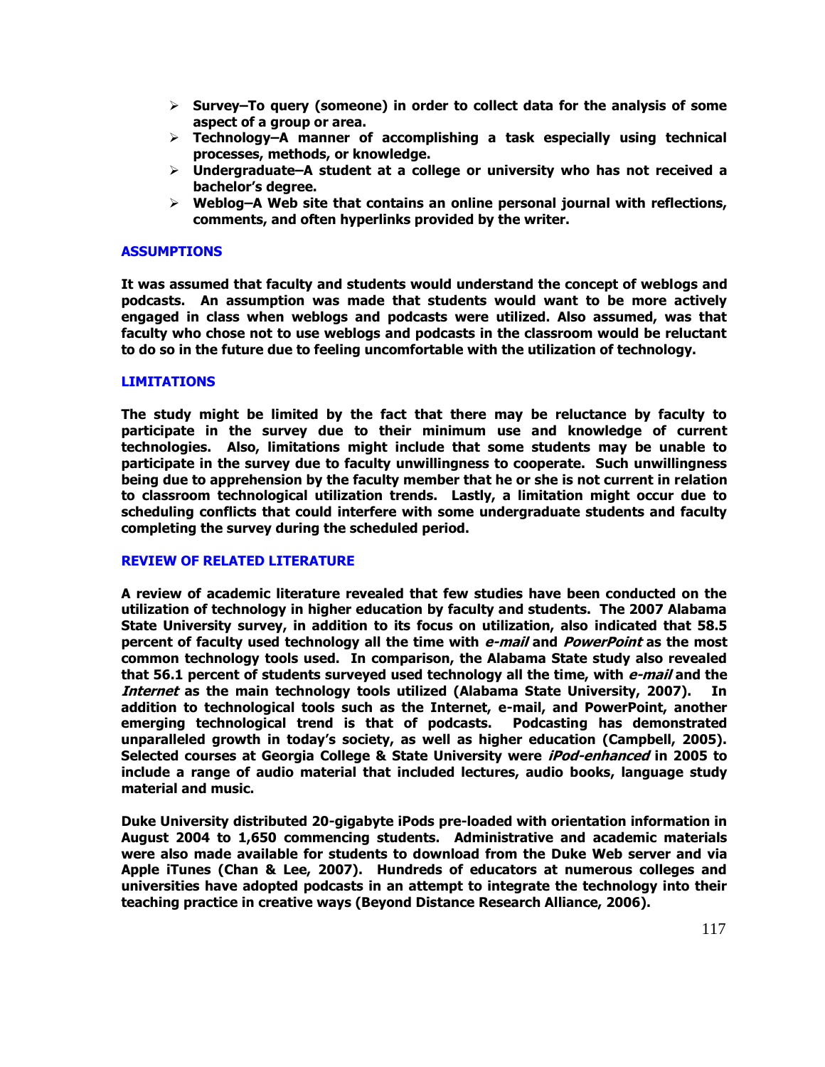- **Survey–To query (someone) in order to collect data for the analysis of some aspect of a group or area.**
- **Technology–A manner of accomplishing a task especially using technical processes, methods, or knowledge.**
- **Undergraduate–A student at a college or university who has not received a bachelor's degree.**
- **Weblog–A Web site that contains an online personal journal with reflections, comments, and often hyperlinks provided by the writer.**

## ASSUMPTIONS

**It was assumed that faculty and students would understand the concept of weblogs and podcasts. An assumption was made that students would want to be more actively engaged in class when weblogs and podcasts were utilized. Also assumed, was that faculty who chose not to use weblogs and podcasts in the classroom would be reluctant to do so in the future due to feeling uncomfortable with the utilization of technology.**

## LIMITATIONS

**The study might be limited by the fact that there may be reluctance by faculty to participate in the survey due to their minimum use and knowledge of current technologies. Also, limitations might include that some students may be unable to participate in the survey due to faculty unwillingness to cooperate. Such unwillingness being due to apprehension by the faculty member that he or she is not current in relation to classroom technological utilization trends. Lastly, a limitation might occur due to scheduling conflicts that could interfere with some undergraduate students and faculty completing the survey during the scheduled period.**

## REVIEW OF RELATED LITERATURE

**A review of academic literature revealed that few studies have been conducted on the utilization of technology in higher education by faculty and students. The 2007 Alabama State University survey, in addition to its focus on utilization, also indicated that 58.5 percent of faculty used technology all the time with *e-mail* and *PowerPoint* as the most common technology tools used. In comparison, the Alabama State study also revealed that 56.1 percent of students surveyed used technology all the time, with *e-mail* and the *Internet* as the main technology tools utilized (Alabama State University, 2007). In addition to technological tools such as the Internet, e-mail, and PowerPoint, another emerging technological trend is that of podcasts. Podcasting has demonstrated unparalleled growth in today's society, as well as higher education (Campbell, 2005). Selected courses at Georgia College & State University were *iPod-enhanced* in 2005 to include a range of audio material that included lectures, audio books, language study material and music.**

**Duke University distributed 20-gigabyte iPods pre-loaded with orientation information in August 2004 to 1,650 commencing students. Administrative and academic materials were also made available for students to download from the Duke Web server and via Apple iTunes (Chan & Lee, 2007). Hundreds of educators at numerous colleges and universities have adopted podcasts in an attempt to integrate the technology into their teaching practice in creative ways (Beyond Distance Research Alliance, 2006).**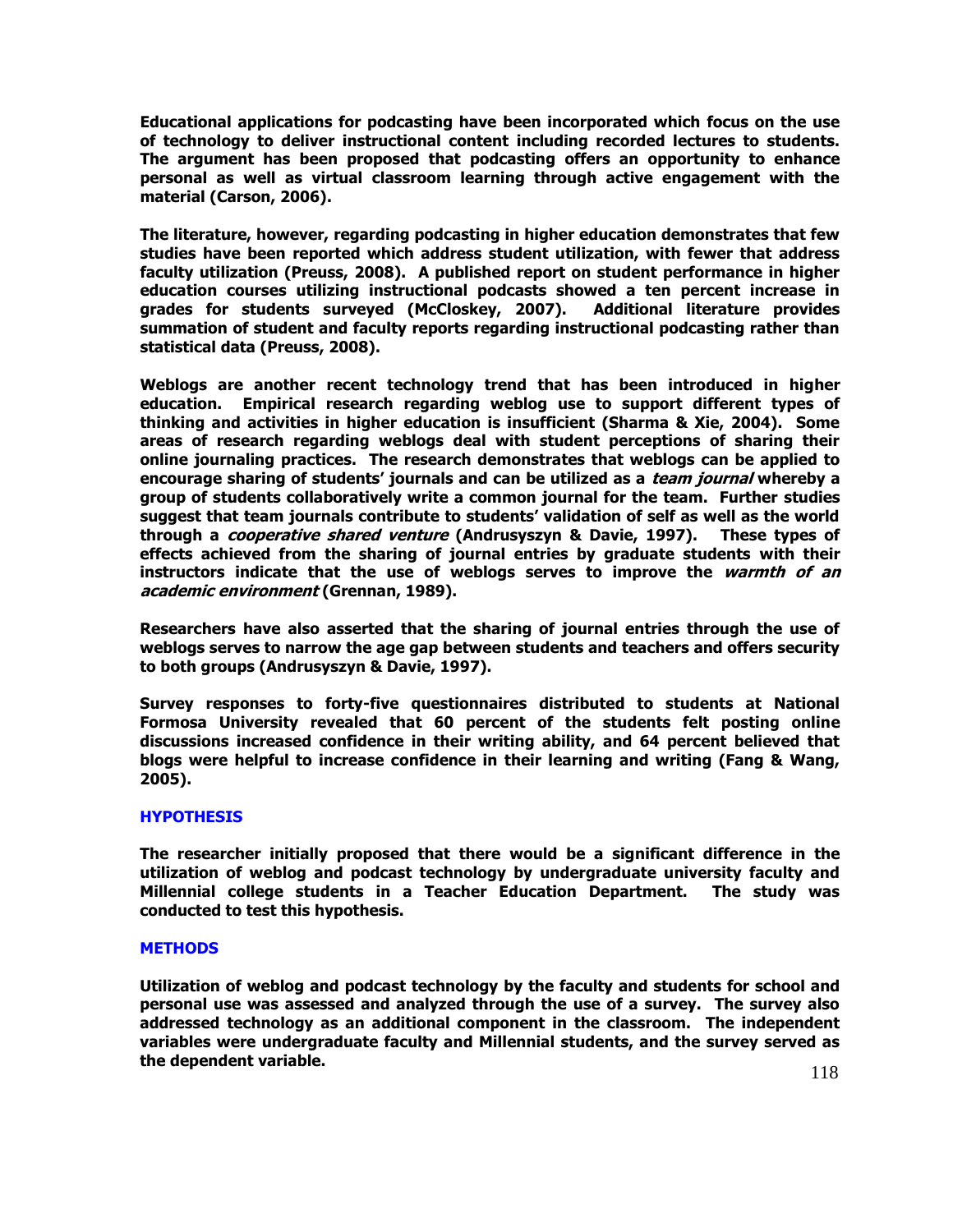Educational applications for podcasting have been incorporated which focus on the use of technology to deliver instructional content including recorded lectures to students. The argument has been proposed that podcasting offers an opportunity to enhance personal as well as virtual classroom learning through active engagement with the material (Carson, 2006).

The literature, however, regarding podcasting in higher education demonstrates that few studies have been reported which address student utilization, with fewer that address faculty utilization (Preuss, 2008). A published report on student performance in higher education courses utilizing instructional podcasts showed a ten percent increase in grades for students surveyed (McCloskey, 2007). Additional literature provides summation of student and faculty reports regarding instructional podcasting rather than statistical data (Preuss, 2008).

Weblogs are another recent technology trend that has been introduced in higher education. Empirical research regarding weblog use to support different types of thinking and activities in higher education is insufficient (Sharma & Xie, 2004). Some areas of research regarding weblogs deal with student perceptions of sharing their online journaling practices. The research demonstrates that weblogs can be applied to encourage sharing of students' journals and can be utilized as a *team journal* whereby a group of students collaboratively write a common journal for the team. Further studies suggest that team journals contribute to students' validation of self as well as the world through a *cooperative shared venture* (Andrusyszyn & Davie, 1997). These types of effects achieved from the sharing of journal entries by graduate students with their instructors indicate that the use of weblogs serves to improve the *warmth of an academic environment* (Grennan, 1989).

Researchers have also asserted that the sharing of journal entries through the use of weblogs serves to narrow the age gap between students and teachers and offers security to both groups (Andrusyszyn & Davie, 1997).

Survey responses to forty-five questionnaires distributed to students at National Formosa University revealed that 60 percent of the students felt posting online discussions increased confidence in their writing ability, and 64 percent believed that blogs were helpful to increase confidence in their learning and writing (Fang & Wang, 2005).

## HYPOTHESIS

The researcher initially proposed that there would be a significant difference in the utilization of weblog and podcast technology by undergraduate university faculty and Millennial college students in a Teacher Education Department. The study was conducted to test this hypothesis.

## METHODS

Utilization of weblog and podcast technology by the faculty and students for school and personal use was assessed and analyzed through the use of a survey. The survey also addressed technology as an additional component in the classroom. The independent variables were undergraduate faculty and Millennial students, and the survey served as the dependent variable.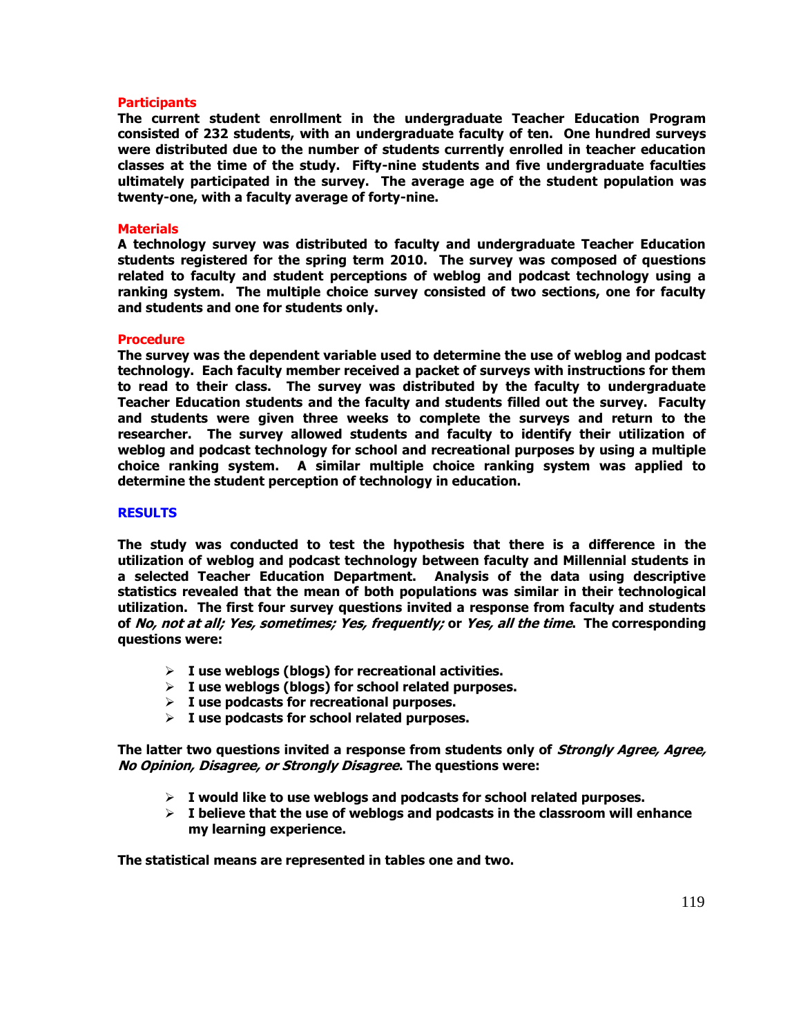### Participants

**The current student enrollment in the undergraduate Teacher Education Program consisted of 232 students, with an undergraduate faculty of ten. One hundred surveys were distributed due to the number of students currently enrolled in teacher education classes at the time of the study. Fifty-nine students and five undergraduate faculties ultimately participated in the survey. The average age of the student population was twenty-one, with a faculty average of forty-nine.**

### Materials

**A technology survey was distributed to faculty and undergraduate Teacher Education students registered for the spring term 2010. The survey was composed of questions related to faculty and student perceptions of weblog and podcast technology using a ranking system. The multiple choice survey consisted of two sections, one for faculty and students and one for students only.**

### Procedure

**The survey was the dependent variable used to determine the use of weblog and podcast technology. Each faculty member received a packet of surveys with instructions for them to read to their class. The survey was distributed by the faculty to undergraduate Teacher Education students and the faculty and students filled out the survey. Faculty and students were given three weeks to complete the surveys and return to the researcher. The survey allowed students and faculty to identify their utilization of weblog and podcast technology for school and recreational purposes by using a multiple choice ranking system. A similar multiple choice ranking system was applied to determine the student perception of technology in education.**

## RESULTS

**The study was conducted to test the hypothesis that there is a difference in the utilization of weblog and podcast technology between faculty and Millennial students in a selected Teacher Education Department. Analysis of the data using descriptive statistics revealed that the mean of both populations was similar in their technological utilization. The first four survey questions invited a response from faculty and students of *No, not at all; Yes, sometimes; Yes, frequently;* or *Yes, all the time*. The corresponding questions were:**

- **I use weblogs (blogs) for recreational activities.**
- **I use weblogs (blogs) for school related purposes.**
- **I use podcasts for recreational purposes.**
- **I use podcasts for school related purposes.**

**The latter two questions invited a response from students only of *Strongly Agree, Agree, No Opinion, Disagree, or Strongly Disagree*. The questions were:**

- **I would like to use weblogs and podcasts for school related purposes.**
- **I believe that the use of weblogs and podcasts in the classroom will enhance my learning experience.**

**The statistical means are represented in tables one and two.**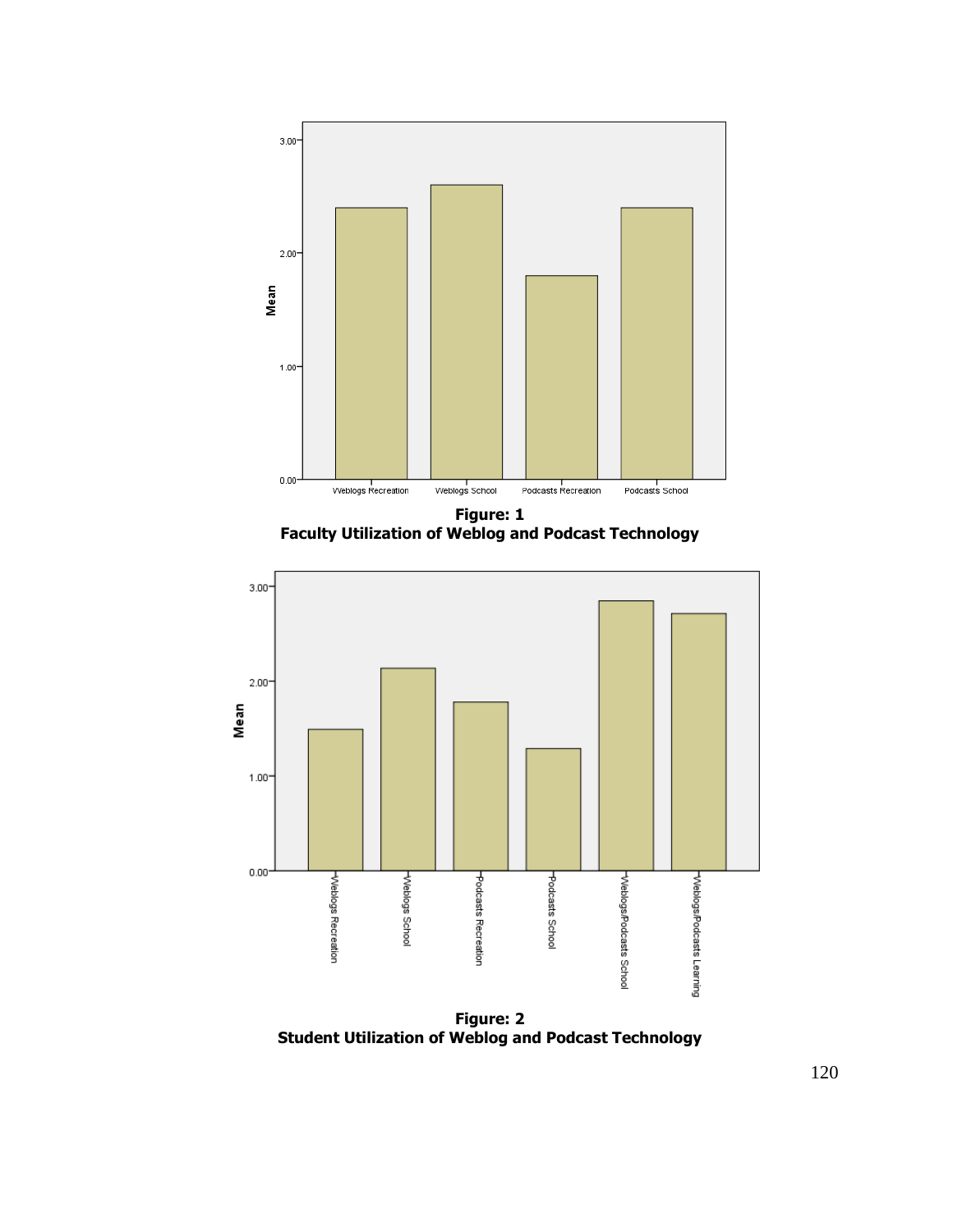**Figure: 1**
**Faculty Utilization of Weblog and Podcast Technology**

**Figure: 2**
**Student Utilization of Weblog and Podcast Technology**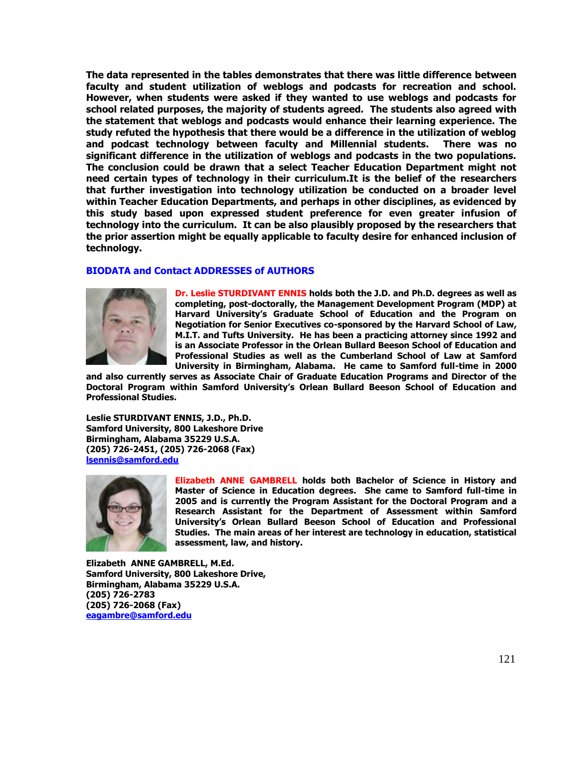**The data represented in the tables demonstrates that there was little difference between faculty and student utilization of weblogs and podcasts for recreation and school. However, when students were asked if they wanted to use weblogs and podcasts for school related purposes, the majority of students agreed. The students also agreed with the statement that weblogs and podcasts would enhance their learning experience. The study refuted the hypothesis that there would be a difference in the utilization of weblog and podcast technology between faculty and Millennial students. There was no significant difference in the utilization of weblogs and podcasts in the two populations. The conclusion could be drawn that a select Teacher Education Department might not need certain types of technology in their curriculum.It is the belief of the researchers that further investigation into technology utilization be conducted on a broader level within Teacher Education Departments, and perhaps in other disciplines, as evidenced by this study based upon expressed student preference for even greater infusion of technology into the curriculum. It can be also plausibly proposed by the researchers that the prior assertion might be equally applicable to faculty desire for enhanced inclusion of technology.**

## BIODATA and Contact ADDRESSES of AUTHORS

**Dr. Leslie STURDIVANT ENNIS holds both the J.D. and Ph.D. degrees as well as completing, post-doctorally, the Management Development Program (MDP) at Harvard University's Graduate School of Education and the Program on Negotiation for Senior Executives co-sponsored by the Harvard School of Law, M.I.T. and Tufts University. He has been a practicing attorney since 1992 and is an Associate Professor in the Orlean Bullard Beeson School of Education and Professional Studies as well as the Cumberland School of Law at Samford University in Birmingham, Alabama. He came to Samford full-time in 2000 and also currently serves as Associate Chair of Graduate Education Programs and Director of the Doctoral Program within Samford University's Orlean Bullard Beeson School of Education and Professional Studies.**

**Leslie STURDIVANT ENNIS, J.D., Ph.D.**
**Samford University, 800 Lakeshore Drive**
**Birmingham, Alabama 35229 U.S.A.**
**(205) 726-2451, (205) 726-2068 (Fax)**
**lsennis@samford.edu**

**Elizabeth ANNE GAMBRELL holds both Bachelor of Science in History and Master of Science in Education degrees. She came to Samford full-time in 2005 and is currently the Program Assistant for the Doctoral Program and a Research Assistant for the Department of Assessment within Samford University's Orlean Bullard Beeson School of Education and Professional Studies. The main areas of her interest are technology in education, statistical assessment, law, and history.**

**Elizabeth ANNE GAMBRELL, M.Ed.**
**Samford University, 800 Lakeshore Drive,**
**Birmingham, Alabama 35229 U.S.A.**
**(205) 726-2783**
**(205) 726-2068 (Fax)**
**eagambre@samford.edu**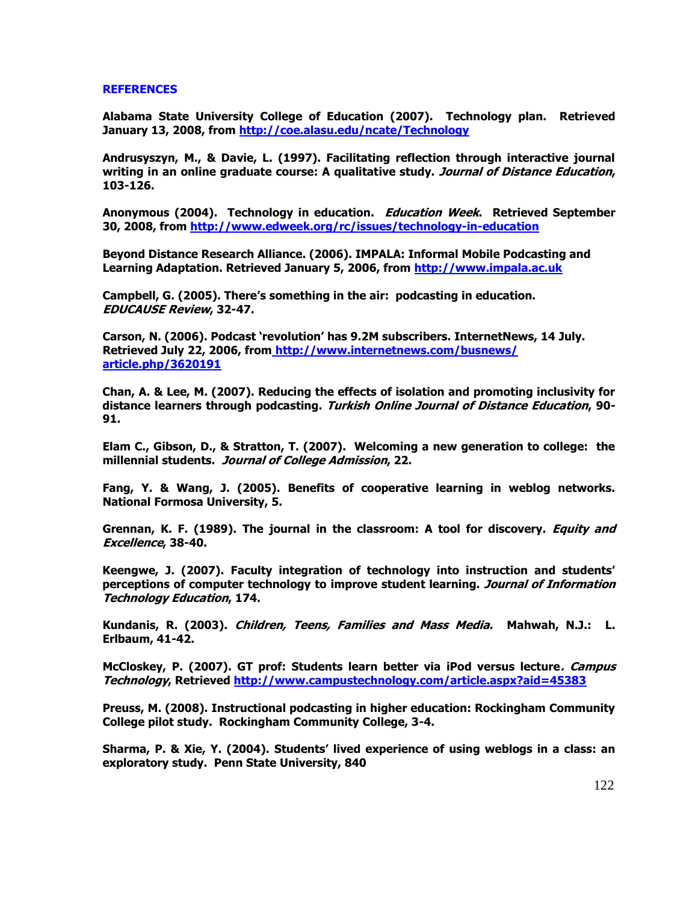## REFERENCES

**Alabama State University College of Education (2007). Technology plan. Retrieved January 13, 2008, from http://coe.alasu.edu/ncate/Technology**

**Andrusyszyn, M., & Davie, L. (1997). Facilitating reflection through interactive journal writing in an online graduate course: A qualitative study. *Journal of Distance Education*, 103-126.**

**Anonymous (2004). Technology in education. *Education Week*. Retrieved September 30, 2008, from http://www.edweek.org/rc/issues/technology-in-education**

**Beyond Distance Research Alliance. (2006). IMPALA: Informal Mobile Podcasting and Learning Adaptation. Retrieved January 5, 2006, from http://www.impala.ac.uk**

**Campbell, G. (2005). There's something in the air: podcasting in education. *EDUCAUSE Review*, 32-47.**

**Carson, N. (2006). Podcast 'revolution' has 9.2M subscribers. InternetNews, 14 July. Retrieved July 22, 2006, from http://www.internetnews.com/busnews/article.php/3620191**

**Chan, A. & Lee, M. (2007). Reducing the effects of isolation and promoting inclusivity for distance learners through podcasting. *Turkish Online Journal of Distance Education*, 90-91.**

**Elam C., Gibson, D., & Stratton, T. (2007). Welcoming a new generation to college: the millennial students. *Journal of College Admission*, 22.**

**Fang, Y. & Wang, J. (2005). Benefits of cooperative learning in weblog networks. National Formosa University, 5.**

**Grennan, K. F. (1989). The journal in the classroom: A tool for discovery. *Equity and Excellence*, 38-40.**

**Keengwe, J. (2007). Faculty integration of technology into instruction and students' perceptions of computer technology to improve student learning. *Journal of Information Technology Education*, 174.**

**Kundanis, R. (2003). *Children, Teens, Families and Mass Media.* Mahwah, N.J.: L. Erlbaum, 41-42.**

**McCloskey, P. (2007). GT prof: Students learn better via iPod versus lecture. *Campus Technology*, Retrieved http://www.campustechnology.com/article.aspx?aid=45383**

**Preuss, M. (2008). Instructional podcasting in higher education: Rockingham Community College pilot study. Rockingham Community College, 3-4.**

**Sharma, P. & Xie, Y. (2004). Students' lived experience of using weblogs in a class: an exploratory study. Penn State University, 840**